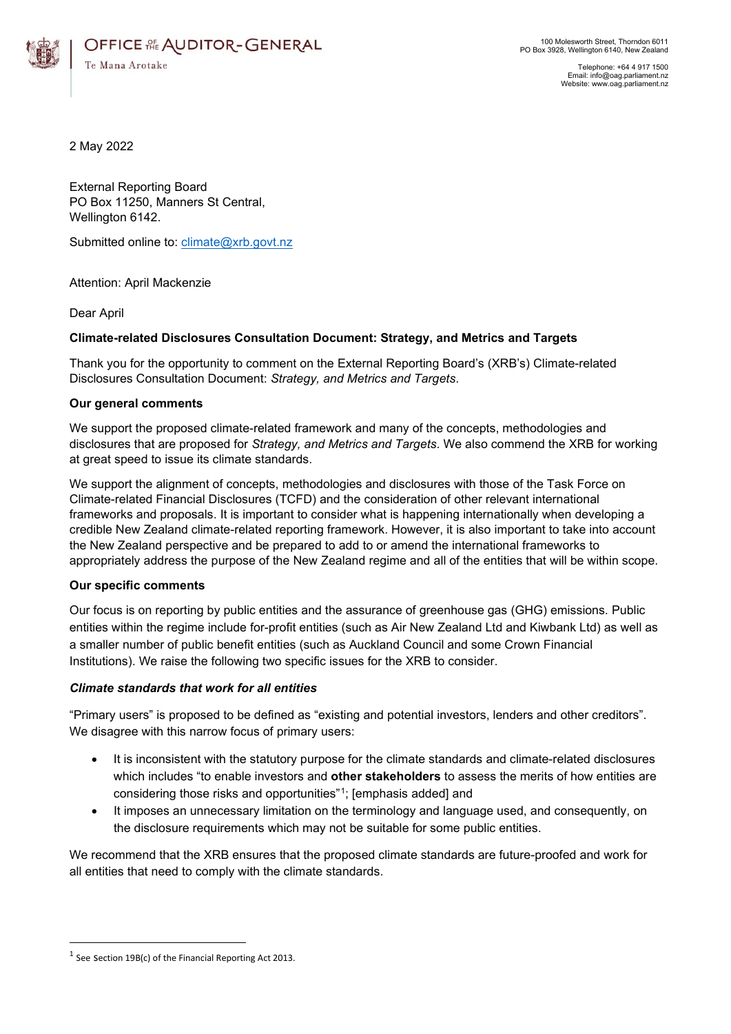OFFICE OF THE AUDITOR-GENERAL
Te Mana Arotake

100 Molesworth Street, Thorndon 6011
PO Box 3928, Wellington 6140, New Zealand

Telephone: +64 4 917 1500
Email: info@oag.parliament.nz
Website: www.oag.parliament.nz

2 May 2022

External Reporting Board
PO Box 11250, Manners St Central,
Wellington 6142.

Submitted online to: climate@xrb.govt.nz

Attention: April Mackenzie

Dear April

**Climate-related Disclosures Consultation Document: Strategy, and Metrics and Targets**

Thank you for the opportunity to comment on the External Reporting Board's (XRB's) Climate-related Disclosures Consultation Document: *Strategy, and Metrics and Targets*.

**Our general comments**

We support the proposed climate-related framework and many of the concepts, methodologies and disclosures that are proposed for *Strategy, and Metrics and Targets*. We also commend the XRB for working at great speed to issue its climate standards.

We support the alignment of concepts, methodologies and disclosures with those of the Task Force on Climate-related Financial Disclosures (TCFD) and the consideration of other relevant international frameworks and proposals. It is important to consider what is happening internationally when developing a credible New Zealand climate-related reporting framework. However, it is also important to take into account the New Zealand perspective and be prepared to add to or amend the international frameworks to appropriately address the purpose of the New Zealand regime and all of the entities that will be within scope.

**Our specific comments**

Our focus is on reporting by public entities and the assurance of greenhouse gas (GHG) emissions. Public entities within the regime include for-profit entities (such as Air New Zealand Ltd and Kiwibank Ltd) as well as a smaller number of public benefit entities (such as Auckland Council and some Crown Financial Institutions). We raise the following two specific issues for the XRB to consider.

***Climate standards that work for all entities***

"Primary users" is proposed to be defined as "existing and potential investors, lenders and other creditors". We disagree with this narrow focus of primary users:

- It is inconsistent with the statutory purpose for the climate standards and climate-related disclosures which includes "to enable investors and **other stakeholders** to assess the merits of how entities are considering those risks and opportunities"[1]; [emphasis added] and
- It imposes an unnecessary limitation on the terminology and language used, and consequently, on the disclosure requirements which may not be suitable for some public entities.

We recommend that the XRB ensures that the proposed climate standards are future-proofed and work for all entities that need to comply with the climate standards.

[1] See Section 19B(c) of the Financial Reporting Act 2013.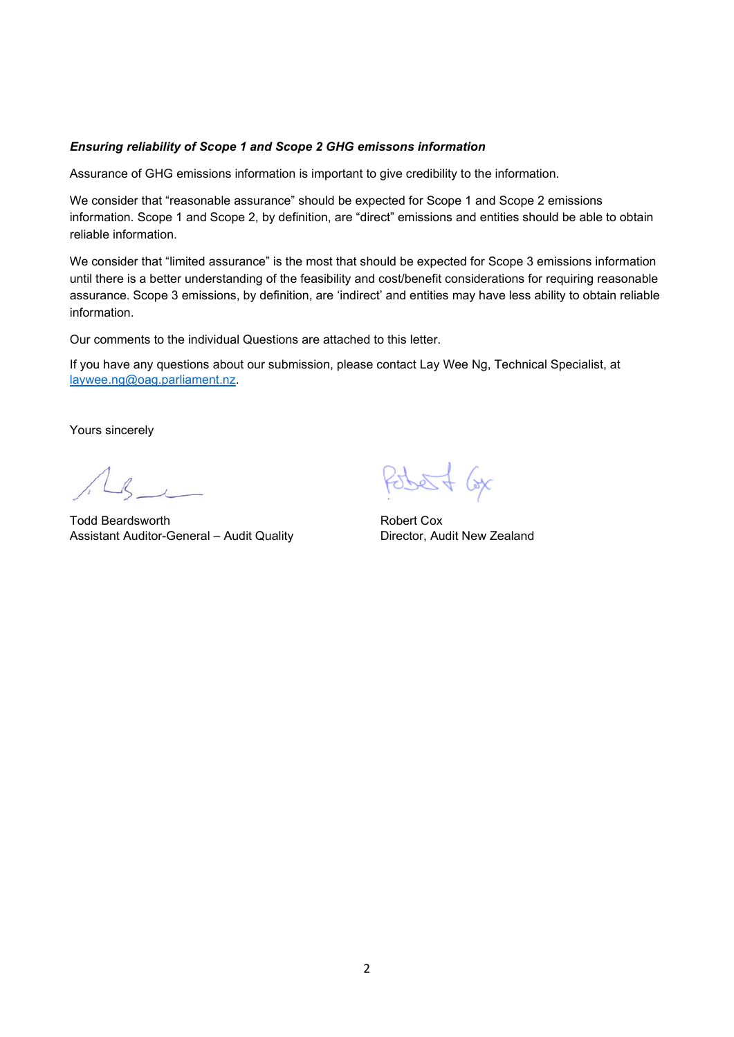***Ensuring reliability of Scope 1 and Scope 2 GHG emissons information***

Assurance of GHG emissions information is important to give credibility to the information.

We consider that "reasonable assurance" should be expected for Scope 1 and Scope 2 emissions information. Scope 1 and Scope 2, by definition, are "direct" emissions and entities should be able to obtain reliable information.

We consider that "limited assurance" is the most that should be expected for Scope 3 emissions information until there is a better understanding of the feasibility and cost/benefit considerations for requiring reasonable assurance. Scope 3 emissions, by definition, are 'indirect' and entities may have less ability to obtain reliable information.

Our comments to the individual Questions are attached to this letter.

If you have any questions about our submission, please contact Lay Wee Ng, Technical Specialist, at [laywee.ng@oag.parliament.nz](mailto:laywee.ng@oag.parliament.nz).

Yours sincerely

Todd Beardsworth
Assistant Auditor-General – Audit Quality

Robert Cox
Director, Audit New Zealand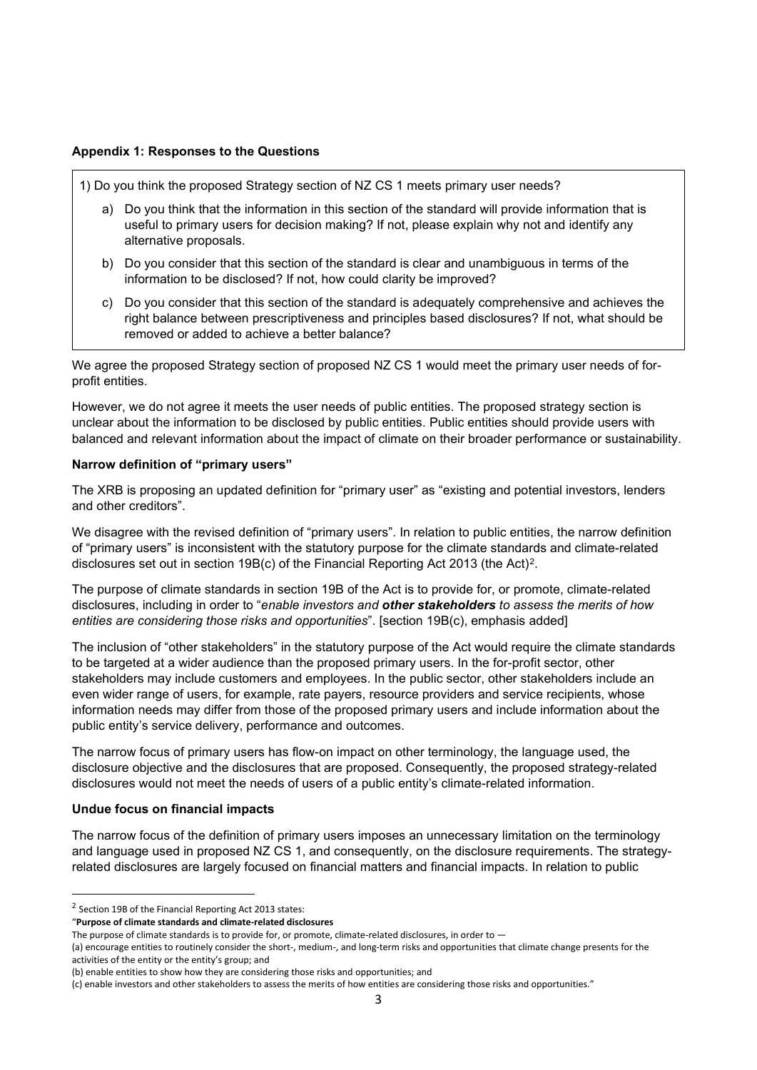**Appendix 1: Responses to the Questions**

1) Do you think the proposed Strategy section of NZ CS 1 meets primary user needs?

a) Do you think that the information in this section of the standard will provide information that is useful to primary users for decision making? If not, please explain why not and identify any alternative proposals.

b) Do you consider that this section of the standard is clear and unambiguous in terms of the information to be disclosed? If not, how could clarity be improved?

c) Do you consider that this section of the standard is adequately comprehensive and achieves the right balance between prescriptiveness and principles based disclosures? If not, what should be removed or added to achieve a better balance?

We agree the proposed Strategy section of proposed NZ CS 1 would meet the primary user needs of for-profit entities.

However, we do not agree it meets the user needs of public entities. The proposed strategy section is unclear about the information to be disclosed by public entities. Public entities should provide users with balanced and relevant information about the impact of climate on their broader performance or sustainability.

**Narrow definition of "primary users"**

The XRB is proposing an updated definition for "primary user" as "existing and potential investors, lenders and other creditors".

We disagree with the revised definition of "primary users". In relation to public entities, the narrow definition of "primary users" is inconsistent with the statutory purpose for the climate standards and climate-related disclosures set out in section 19B(c) of the Financial Reporting Act 2013 (the Act)[2].

The purpose of climate standards in section 19B of the Act is to provide for, or promote, climate-related disclosures, including in order to "*enable investors and* ***other stakeholders*** *to assess the merits of how entities are considering those risks and opportunities*". [section 19B(c), emphasis added]

The inclusion of "other stakeholders" in the statutory purpose of the Act would require the climate standards to be targeted at a wider audience than the proposed primary users. In the for-profit sector, other stakeholders may include customers and employees. In the public sector, other stakeholders include an even wider range of users, for example, rate payers, resource providers and service recipients, whose information needs may differ from those of the proposed primary users and include information about the public entity's service delivery, performance and outcomes.

The narrow focus of primary users has flow-on impact on other terminology, the language used, the disclosure objective and the disclosures that are proposed. Consequently, the proposed strategy-related disclosures would not meet the needs of users of a public entity's climate-related information.

**Undue focus on financial impacts**

The narrow focus of the definition of primary users imposes an unnecessary limitation on the terminology and language used in proposed NZ CS 1, and consequently, on the disclosure requirements. The strategy-related disclosures are largely focused on financial matters and financial impacts. In relation to public

[2] Section 19B of the Financial Reporting Act 2013 states:

"**Purpose of climate standards and climate-related disclosures**

The purpose of climate standards is to provide for, or promote, climate-related disclosures, in order to —

(a) encourage entities to routinely consider the short-, medium-, and long-term risks and opportunities that climate change presents for the activities of the entity or the entity's group; and

(b) enable entities to show how they are considering those risks and opportunities; and

(c) enable investors and other stakeholders to assess the merits of how entities are considering those risks and opportunities."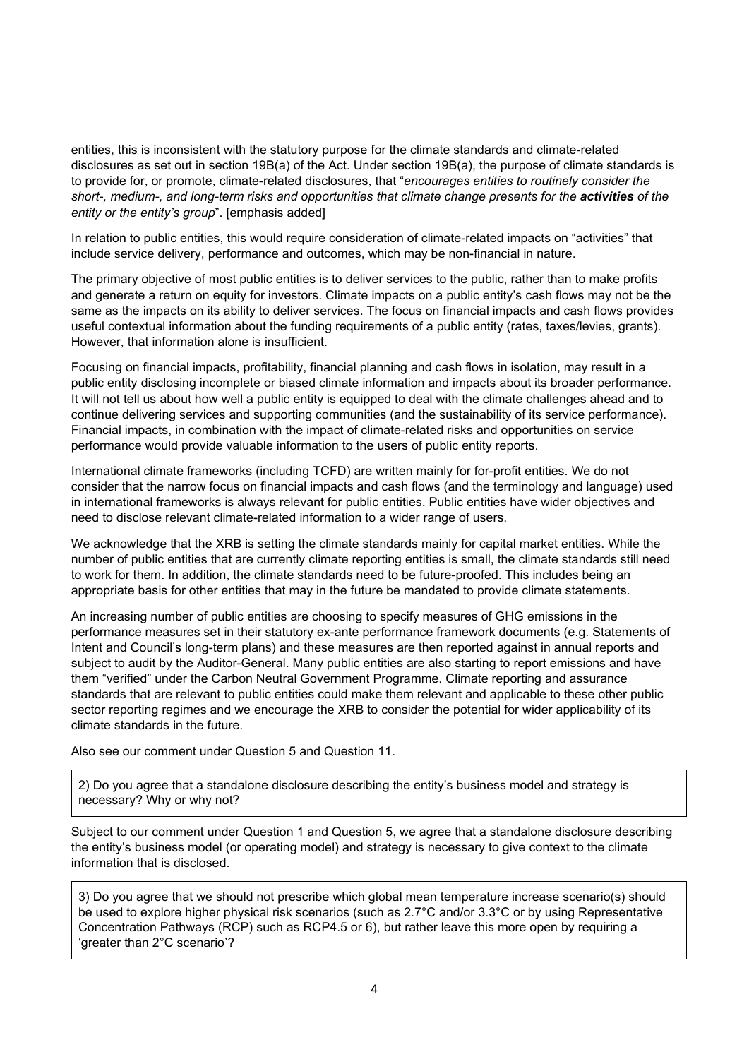entities, this is inconsistent with the statutory purpose for the climate standards and climate-related disclosures as set out in section 19B(a) of the Act. Under section 19B(a), the purpose of climate standards is to provide for, or promote, climate-related disclosures, that "*encourages entities to routinely consider the short-, medium-, and long-term risks and opportunities that climate change presents for the* ***activities*** *of the entity or the entity's group*". [emphasis added]

In relation to public entities, this would require consideration of climate-related impacts on "activities" that include service delivery, performance and outcomes, which may be non-financial in nature.

The primary objective of most public entities is to deliver services to the public, rather than to make profits and generate a return on equity for investors. Climate impacts on a public entity's cash flows may not be the same as the impacts on its ability to deliver services. The focus on financial impacts and cash flows provides useful contextual information about the funding requirements of a public entity (rates, taxes/levies, grants). However, that information alone is insufficient.

Focusing on financial impacts, profitability, financial planning and cash flows in isolation, may result in a public entity disclosing incomplete or biased climate information and impacts about its broader performance. It will not tell us about how well a public entity is equipped to deal with the climate challenges ahead and to continue delivering services and supporting communities (and the sustainability of its service performance). Financial impacts, in combination with the impact of climate-related risks and opportunities on service performance would provide valuable information to the users of public entity reports.

International climate frameworks (including TCFD) are written mainly for for-profit entities. We do not consider that the narrow focus on financial impacts and cash flows (and the terminology and language) used in international frameworks is always relevant for public entities. Public entities have wider objectives and need to disclose relevant climate-related information to a wider range of users.

We acknowledge that the XRB is setting the climate standards mainly for capital market entities. While the number of public entities that are currently climate reporting entities is small, the climate standards still need to work for them. In addition, the climate standards need to be future-proofed. This includes being an appropriate basis for other entities that may in the future be mandated to provide climate statements.

An increasing number of public entities are choosing to specify measures of GHG emissions in the performance measures set in their statutory ex-ante performance framework documents (e.g. Statements of Intent and Council's long-term plans) and these measures are then reported against in annual reports and subject to audit by the Auditor-General. Many public entities are also starting to report emissions and have them "verified" under the Carbon Neutral Government Programme. Climate reporting and assurance standards that are relevant to public entities could make them relevant and applicable to these other public sector reporting regimes and we encourage the XRB to consider the potential for wider applicability of its climate standards in the future.

Also see our comment under Question 5 and Question 11.

> 2) Do you agree that a standalone disclosure describing the entity's business model and strategy is necessary? Why or why not?

Subject to our comment under Question 1 and Question 5, we agree that a standalone disclosure describing the entity's business model (or operating model) and strategy is necessary to give context to the climate information that is disclosed.

> 3) Do you agree that we should not prescribe which global mean temperature increase scenario(s) should be used to explore higher physical risk scenarios (such as 2.7°C and/or 3.3°C or by using Representative Concentration Pathways (RCP) such as RCP4.5 or 6), but rather leave this more open by requiring a 'greater than 2°C scenario'?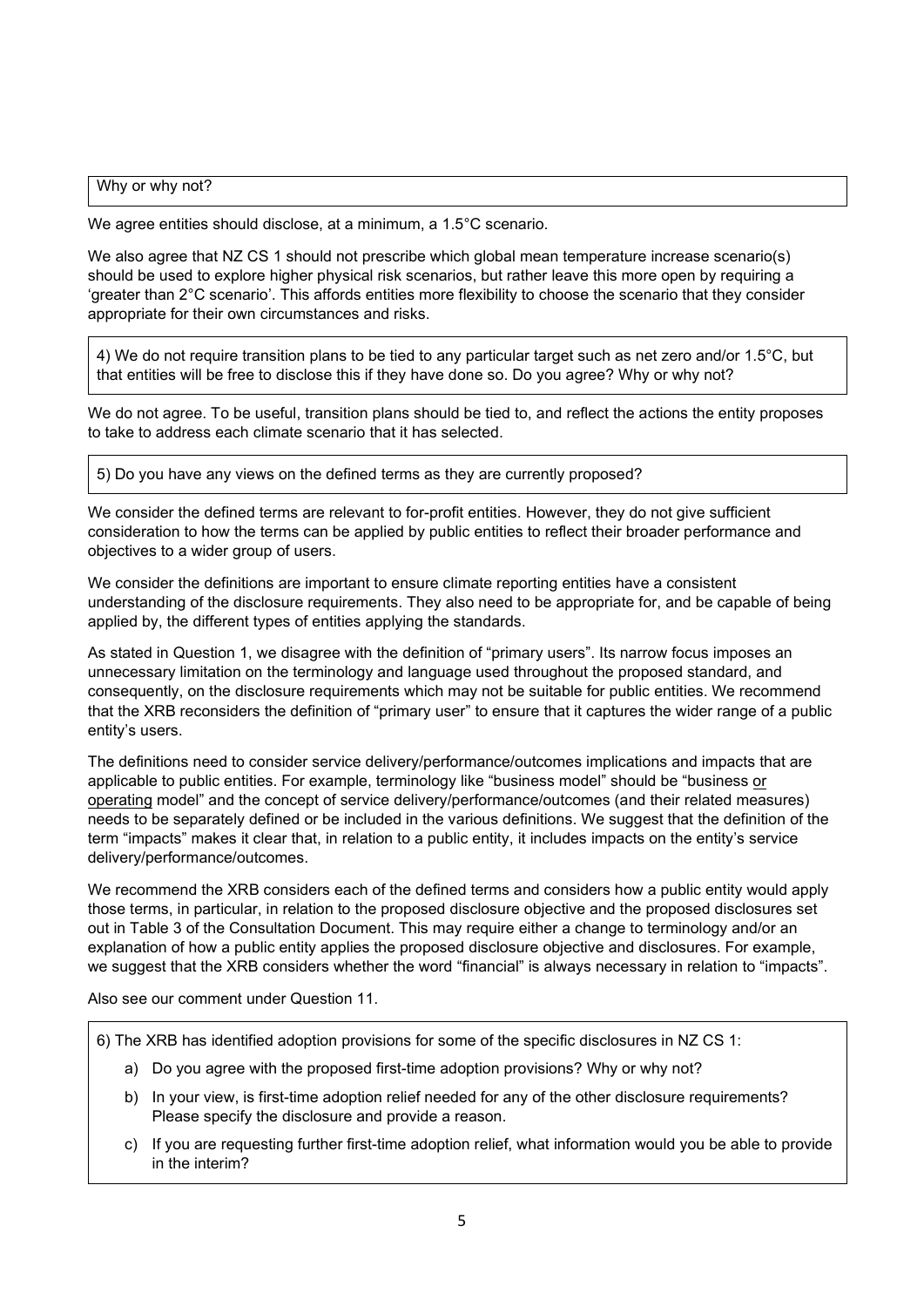Why or why not?

We agree entities should disclose, at a minimum, a 1.5°C scenario.

We also agree that NZ CS 1 should not prescribe which global mean temperature increase scenario(s) should be used to explore higher physical risk scenarios, but rather leave this more open by requiring a 'greater than 2°C scenario'. This affords entities more flexibility to choose the scenario that they consider appropriate for their own circumstances and risks.

4) We do not require transition plans to be tied to any particular target such as net zero and/or 1.5°C, but that entities will be free to disclose this if they have done so. Do you agree? Why or why not?

We do not agree. To be useful, transition plans should be tied to, and reflect the actions the entity proposes to take to address each climate scenario that it has selected.

5) Do you have any views on the defined terms as they are currently proposed?

We consider the defined terms are relevant to for-profit entities. However, they do not give sufficient consideration to how the terms can be applied by public entities to reflect their broader performance and objectives to a wider group of users.

We consider the definitions are important to ensure climate reporting entities have a consistent understanding of the disclosure requirements. They also need to be appropriate for, and be capable of being applied by, the different types of entities applying the standards.

As stated in Question 1, we disagree with the definition of "primary users". Its narrow focus imposes an unnecessary limitation on the terminology and language used throughout the proposed standard, and consequently, on the disclosure requirements which may not be suitable for public entities. We recommend that the XRB reconsiders the definition of "primary user" to ensure that it captures the wider range of a public entity's users.

The definitions need to consider service delivery/performance/outcomes implications and impacts that are applicable to public entities. For example, terminology like "business model" should be "business <u>or operating</u> model" and the concept of service delivery/performance/outcomes (and their related measures) needs to be separately defined or be included in the various definitions. We suggest that the definition of the term "impacts" makes it clear that, in relation to a public entity, it includes impacts on the entity's service delivery/performance/outcomes.

We recommend the XRB considers each of the defined terms and considers how a public entity would apply those terms, in particular, in relation to the proposed disclosure objective and the proposed disclosures set out in Table 3 of the Consultation Document. This may require either a change to terminology and/or an explanation of how a public entity applies the proposed disclosure objective and disclosures. For example, we suggest that the XRB considers whether the word "financial" is always necessary in relation to "impacts".

Also see our comment under Question 11.

6) The XRB has identified adoption provisions for some of the specific disclosures in NZ CS 1:

a) Do you agree with the proposed first-time adoption provisions? Why or why not?

b) In your view, is first-time adoption relief needed for any of the other disclosure requirements? Please specify the disclosure and provide a reason.

c) If you are requesting further first-time adoption relief, what information would you be able to provide in the interim?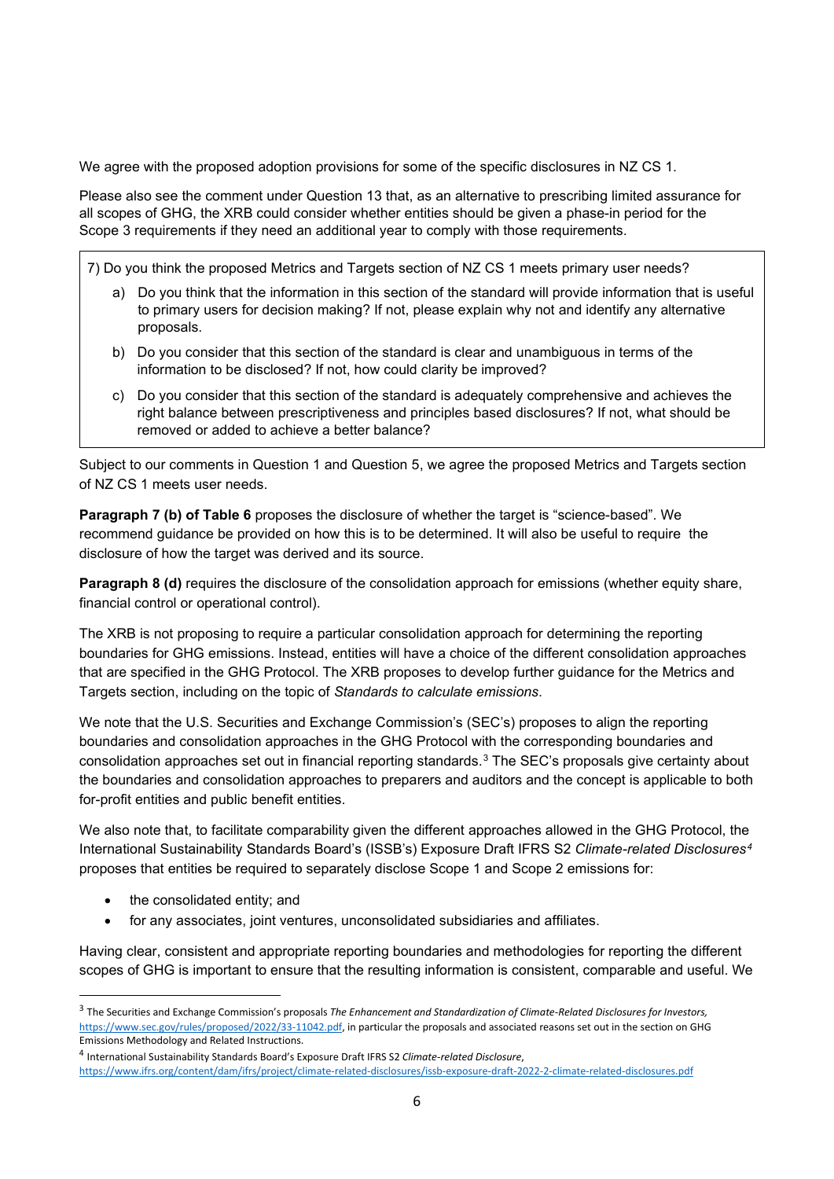We agree with the proposed adoption provisions for some of the specific disclosures in NZ CS 1.

Please also see the comment under Question 13 that, as an alternative to prescribing limited assurance for all scopes of GHG, the XRB could consider whether entities should be given a phase-in period for the Scope 3 requirements if they need an additional year to comply with those requirements.

> 7) Do you think the proposed Metrics and Targets section of NZ CS 1 meets primary user needs?
>
> a) Do you think that the information in this section of the standard will provide information that is useful to primary users for decision making? If not, please explain why not and identify any alternative proposals.
>
> b) Do you consider that this section of the standard is clear and unambiguous in terms of the information to be disclosed? If not, how could clarity be improved?
>
> c) Do you consider that this section of the standard is adequately comprehensive and achieves the right balance between prescriptiveness and principles based disclosures? If not, what should be removed or added to achieve a better balance?

Subject to our comments in Question 1 and Question 5, we agree the proposed Metrics and Targets section of NZ CS 1 meets user needs.

**Paragraph 7 (b) of Table 6** proposes the disclosure of whether the target is "science-based". We recommend guidance be provided on how this is to be determined. It will also be useful to require the disclosure of how the target was derived and its source.

**Paragraph 8 (d)** requires the disclosure of the consolidation approach for emissions (whether equity share, financial control or operational control).

The XRB is not proposing to require a particular consolidation approach for determining the reporting boundaries for GHG emissions. Instead, entities will have a choice of the different consolidation approaches that are specified in the GHG Protocol. The XRB proposes to develop further guidance for the Metrics and Targets section, including on the topic of *Standards to calculate emissions*.

We note that the U.S. Securities and Exchange Commission's (SEC's) proposes to align the reporting boundaries and consolidation approaches in the GHG Protocol with the corresponding boundaries and consolidation approaches set out in financial reporting standards.[3] The SEC's proposals give certainty about the boundaries and consolidation approaches to preparers and auditors and the concept is applicable to both for-profit entities and public benefit entities.

We also note that, to facilitate comparability given the different approaches allowed in the GHG Protocol, the International Sustainability Standards Board's (ISSB's) Exposure Draft IFRS S2 *Climate-related Disclosures*[4] proposes that entities be required to separately disclose Scope 1 and Scope 2 emissions for:

- the consolidated entity; and
- for any associates, joint ventures, unconsolidated subsidiaries and affiliates.

Having clear, consistent and appropriate reporting boundaries and methodologies for reporting the different scopes of GHG is important to ensure that the resulting information is consistent, comparable and useful. We

---

[3] The Securities and Exchange Commission's proposals *The Enhancement and Standardization of Climate-Related Disclosures for Investors,* https://www.sec.gov/rules/proposed/2022/33-11042.pdf, in particular the proposals and associated reasons set out in the section on GHG Emissions Methodology and Related Instructions.

[4] International Sustainability Standards Board's Exposure Draft IFRS S2 *Climate-related Disclosure*, https://www.ifrs.org/content/dam/ifrs/project/climate-related-disclosures/issb-exposure-draft-2022-2-climate-related-disclosures.pdf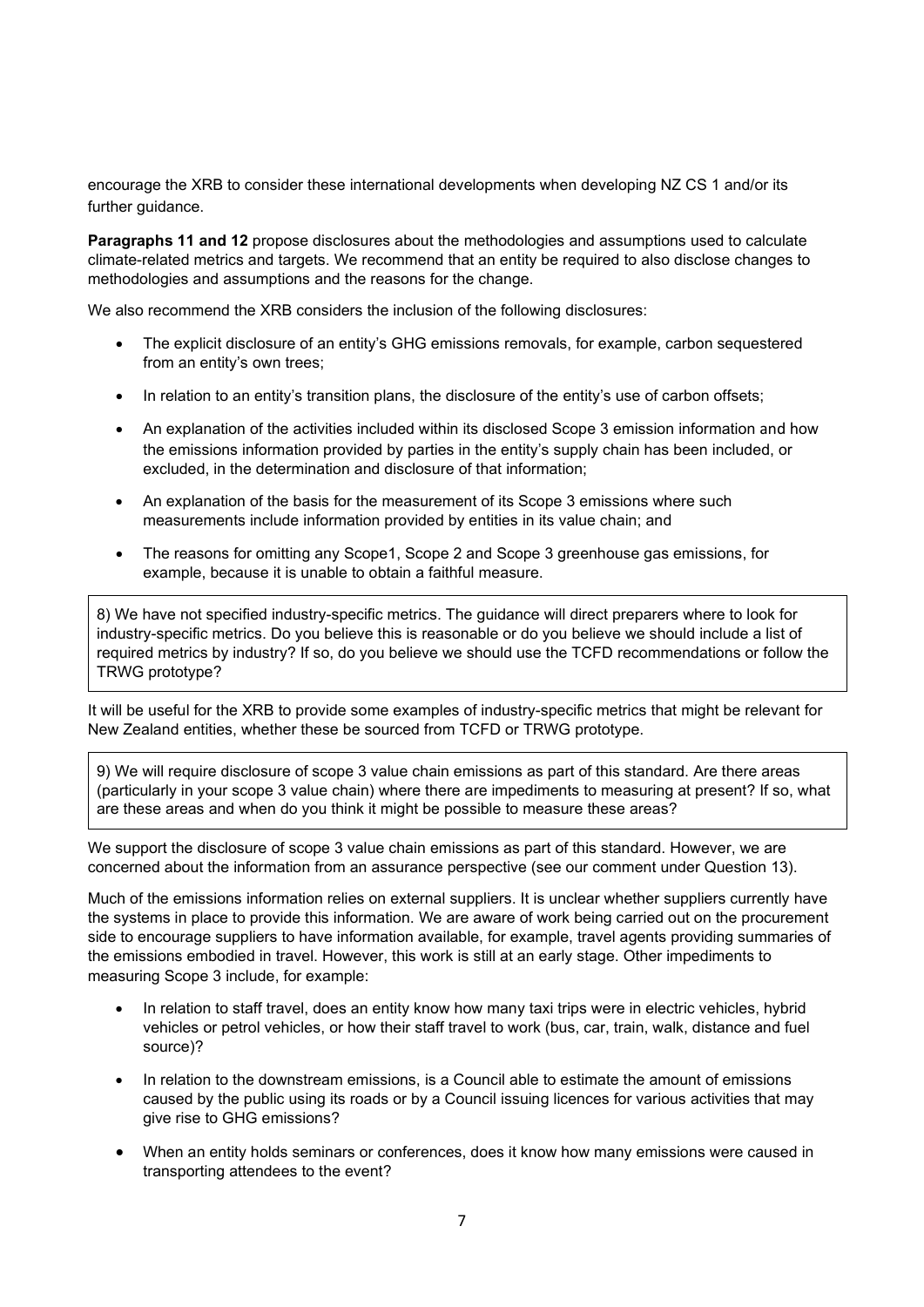encourage the XRB to consider these international developments when developing NZ CS 1 and/or its further guidance.

**Paragraphs 11 and 12** propose disclosures about the methodologies and assumptions used to calculate climate-related metrics and targets. We recommend that an entity be required to also disclose changes to methodologies and assumptions and the reasons for the change.

We also recommend the XRB considers the inclusion of the following disclosures:

- The explicit disclosure of an entity's GHG emissions removals, for example, carbon sequestered from an entity's own trees;
- In relation to an entity's transition plans, the disclosure of the entity's use of carbon offsets;
- An explanation of the activities included within its disclosed Scope 3 emission information and how the emissions information provided by parties in the entity's supply chain has been included, or excluded, in the determination and disclosure of that information;
- An explanation of the basis for the measurement of its Scope 3 emissions where such measurements include information provided by entities in its value chain; and
- The reasons for omitting any Scope1, Scope 2 and Scope 3 greenhouse gas emissions, for example, because it is unable to obtain a faithful measure.

8) We have not specified industry-specific metrics. The guidance will direct preparers where to look for industry-specific metrics. Do you believe this is reasonable or do you believe we should include a list of required metrics by industry? If so, do you believe we should use the TCFD recommendations or follow the TRWG prototype?

It will be useful for the XRB to provide some examples of industry-specific metrics that might be relevant for New Zealand entities, whether these be sourced from TCFD or TRWG prototype.

9) We will require disclosure of scope 3 value chain emissions as part of this standard. Are there areas (particularly in your scope 3 value chain) where there are impediments to measuring at present? If so, what are these areas and when do you think it might be possible to measure these areas?

We support the disclosure of scope 3 value chain emissions as part of this standard. However, we are concerned about the information from an assurance perspective (see our comment under Question 13).

Much of the emissions information relies on external suppliers. It is unclear whether suppliers currently have the systems in place to provide this information. We are aware of work being carried out on the procurement side to encourage suppliers to have information available, for example, travel agents providing summaries of the emissions embodied in travel. However, this work is still at an early stage. Other impediments to measuring Scope 3 include, for example:

- In relation to staff travel, does an entity know how many taxi trips were in electric vehicles, hybrid vehicles or petrol vehicles, or how their staff travel to work (bus, car, train, walk, distance and fuel source)?
- In relation to the downstream emissions, is a Council able to estimate the amount of emissions caused by the public using its roads or by a Council issuing licences for various activities that may give rise to GHG emissions?
- When an entity holds seminars or conferences, does it know how many emissions were caused in transporting attendees to the event?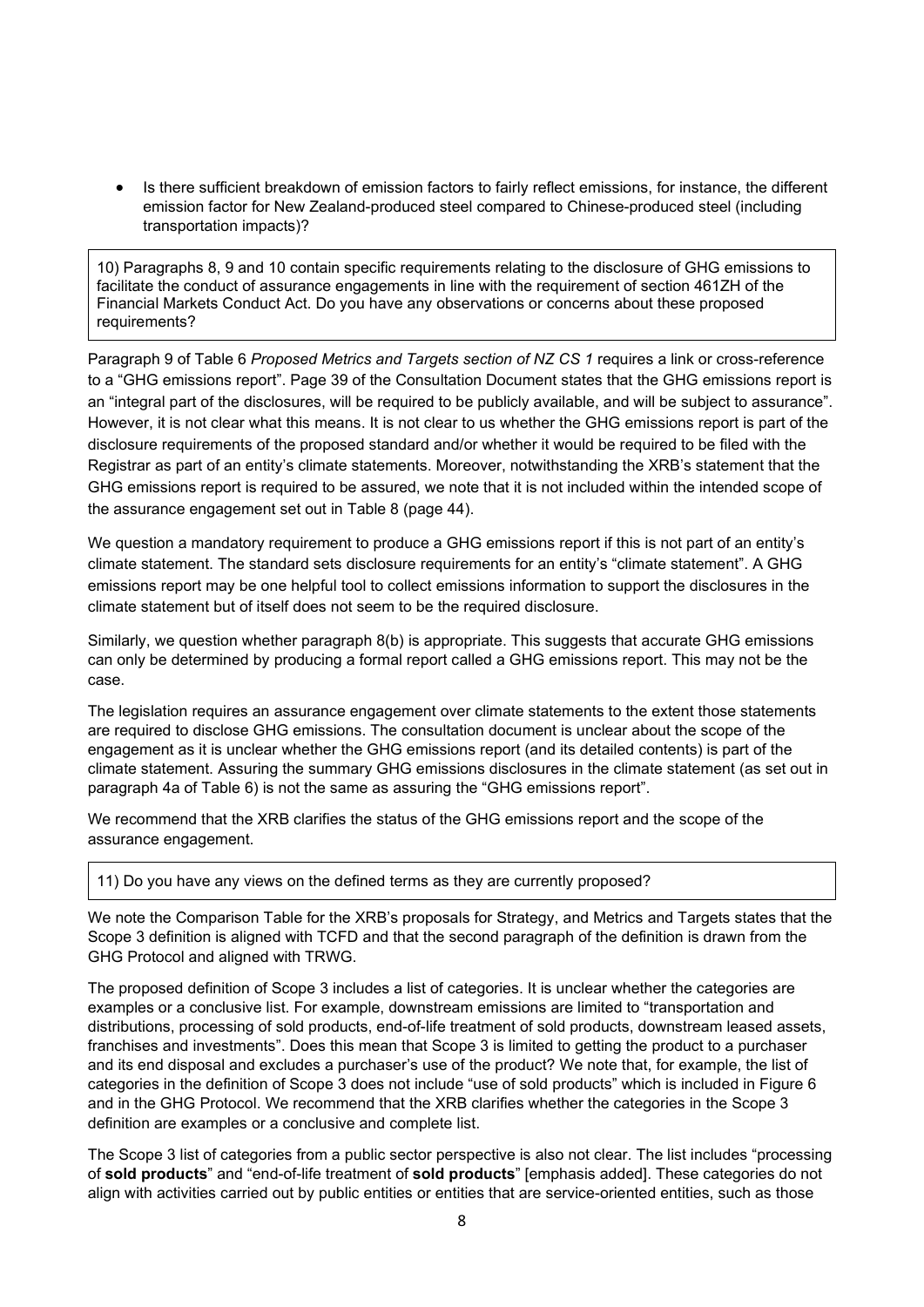- Is there sufficient breakdown of emission factors to fairly reflect emissions, for instance, the different emission factor for New Zealand-produced steel compared to Chinese-produced steel (including transportation impacts)?

10) Paragraphs 8, 9 and 10 contain specific requirements relating to the disclosure of GHG emissions to facilitate the conduct of assurance engagements in line with the requirement of section 461ZH of the Financial Markets Conduct Act. Do you have any observations or concerns about these proposed requirements?

Paragraph 9 of Table 6 *Proposed Metrics and Targets section of NZ CS 1* requires a link or cross-reference to a "GHG emissions report". Page 39 of the Consultation Document states that the GHG emissions report is an "integral part of the disclosures, will be required to be publicly available, and will be subject to assurance". However, it is not clear what this means. It is not clear to us whether the GHG emissions report is part of the disclosure requirements of the proposed standard and/or whether it would be required to be filed with the Registrar as part of an entity's climate statements. Moreover, notwithstanding the XRB's statement that the GHG emissions report is required to be assured, we note that it is not included within the intended scope of the assurance engagement set out in Table 8 (page 44).

We question a mandatory requirement to produce a GHG emissions report if this is not part of an entity's climate statement. The standard sets disclosure requirements for an entity's "climate statement". A GHG emissions report may be one helpful tool to collect emissions information to support the disclosures in the climate statement but of itself does not seem to be the required disclosure.

Similarly, we question whether paragraph 8(b) is appropriate. This suggests that accurate GHG emissions can only be determined by producing a formal report called a GHG emissions report. This may not be the case.

The legislation requires an assurance engagement over climate statements to the extent those statements are required to disclose GHG emissions. The consultation document is unclear about the scope of the engagement as it is unclear whether the GHG emissions report (and its detailed contents) is part of the climate statement. Assuring the summary GHG emissions disclosures in the climate statement (as set out in paragraph 4a of Table 6) is not the same as assuring the "GHG emissions report".

We recommend that the XRB clarifies the status of the GHG emissions report and the scope of the assurance engagement.

11) Do you have any views on the defined terms as they are currently proposed?

We note the Comparison Table for the XRB's proposals for Strategy, and Metrics and Targets states that the Scope 3 definition is aligned with TCFD and that the second paragraph of the definition is drawn from the GHG Protocol and aligned with TRWG.

The proposed definition of Scope 3 includes a list of categories. It is unclear whether the categories are examples or a conclusive list. For example, downstream emissions are limited to "transportation and distributions, processing of sold products, end-of-life treatment of sold products, downstream leased assets, franchises and investments". Does this mean that Scope 3 is limited to getting the product to a purchaser and its end disposal and excludes a purchaser's use of the product? We note that, for example, the list of categories in the definition of Scope 3 does not include "use of sold products" which is included in Figure 6 and in the GHG Protocol. We recommend that the XRB clarifies whether the categories in the Scope 3 definition are examples or a conclusive and complete list.

The Scope 3 list of categories from a public sector perspective is also not clear. The list includes "processing of **sold products**" and "end-of-life treatment of **sold products**" [emphasis added]. These categories do not align with activities carried out by public entities or entities that are service-oriented entities, such as those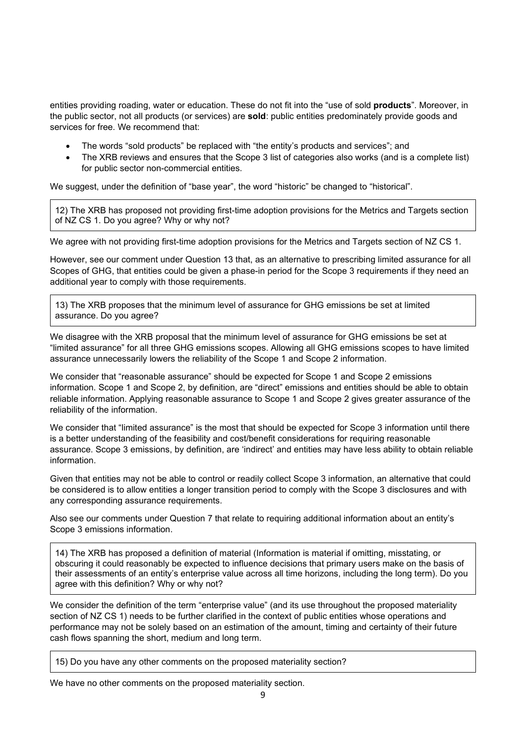entities providing roading, water or education. These do not fit into the "use of sold **products**". Moreover, in the public sector, not all products (or services) are **sold**: public entities predominately provide goods and services for free. We recommend that:

- The words "sold products" be replaced with "the entity's products and services"; and
- The XRB reviews and ensures that the Scope 3 list of categories also works (and is a complete list) for public sector non-commercial entities.

We suggest, under the definition of "base year", the word "historic" be changed to "historical".

> 12) The XRB has proposed not providing first-time adoption provisions for the Metrics and Targets section of NZ CS 1. Do you agree? Why or why not?

We agree with not providing first-time adoption provisions for the Metrics and Targets section of NZ CS 1.

However, see our comment under Question 13 that, as an alternative to prescribing limited assurance for all Scopes of GHG, that entities could be given a phase-in period for the Scope 3 requirements if they need an additional year to comply with those requirements.

> 13) The XRB proposes that the minimum level of assurance for GHG emissions be set at limited assurance. Do you agree?

We disagree with the XRB proposal that the minimum level of assurance for GHG emissions be set at "limited assurance" for all three GHG emissions scopes. Allowing all GHG emissions scopes to have limited assurance unnecessarily lowers the reliability of the Scope 1 and Scope 2 information.

We consider that "reasonable assurance" should be expected for Scope 1 and Scope 2 emissions information. Scope 1 and Scope 2, by definition, are "direct" emissions and entities should be able to obtain reliable information. Applying reasonable assurance to Scope 1 and Scope 2 gives greater assurance of the reliability of the information.

We consider that "limited assurance" is the most that should be expected for Scope 3 information until there is a better understanding of the feasibility and cost/benefit considerations for requiring reasonable assurance. Scope 3 emissions, by definition, are 'indirect' and entities may have less ability to obtain reliable information.

Given that entities may not be able to control or readily collect Scope 3 information, an alternative that could be considered is to allow entities a longer transition period to comply with the Scope 3 disclosures and with any corresponding assurance requirements.

Also see our comments under Question 7 that relate to requiring additional information about an entity's Scope 3 emissions information.

> 14) The XRB has proposed a definition of material (Information is material if omitting, misstating, or obscuring it could reasonably be expected to influence decisions that primary users make on the basis of their assessments of an entity's enterprise value across all time horizons, including the long term). Do you agree with this definition? Why or why not?

We consider the definition of the term "enterprise value" (and its use throughout the proposed materiality section of NZ CS 1) needs to be further clarified in the context of public entities whose operations and performance may not be solely based on an estimation of the amount, timing and certainty of their future cash flows spanning the short, medium and long term.

> 15) Do you have any other comments on the proposed materiality section?

We have no other comments on the proposed materiality section.